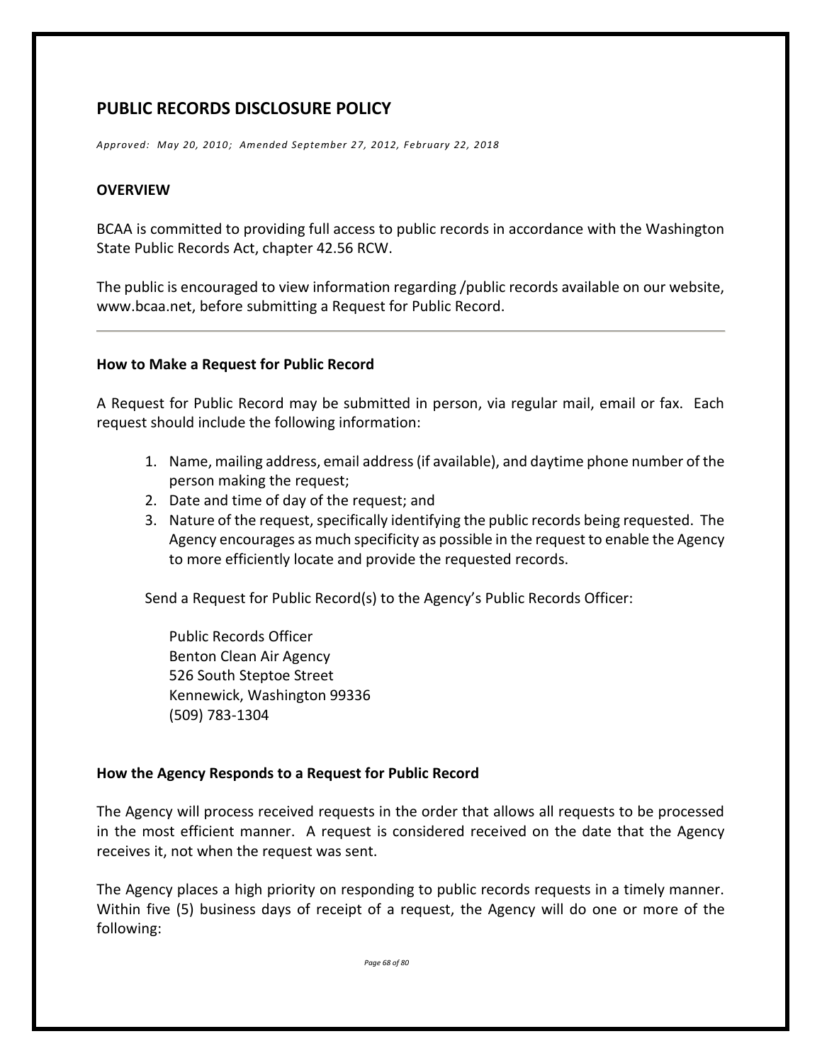# PUBLIC RECORDS DISCLOSURE POLICY

*Approved: May 20, 2010; Amended September 27, 2012, February 22, 2018*

## OVERVIEW

BCAA is committed to providing full access to public records in accordance with the Washington State Public Records Act, chapter 42.56 RCW.

The public is encouraged to view information regarding /public records available on our website, www.bcaa.net, before submitting a Request for Public Record.

---

### How to Make a Request for Public Record

A Request for Public Record may be submitted in person, via regular mail, email or fax. Each request should include the following information:

1. Name, mailing address, email address (if available), and daytime phone number of the person making the request;
2. Date and time of day of the request; and
3. Nature of the request, specifically identifying the public records being requested. The Agency encourages as much specificity as possible in the request to enable the Agency to more efficiently locate and provide the requested records.

Send a Request for Public Record(s) to the Agency's Public Records Officer:

Public Records Officer
Benton Clean Air Agency
526 South Steptoe Street
Kennewick, Washington 99336
(509) 783-1304

### How the Agency Responds to a Request for Public Record

The Agency will process received requests in the order that allows all requests to be processed in the most efficient manner. A request is considered received on the date that the Agency receives it, not when the request was sent.

The Agency places a high priority on responding to public records requests in a timely manner. Within five (5) business days of receipt of a request, the Agency will do one or more of the following: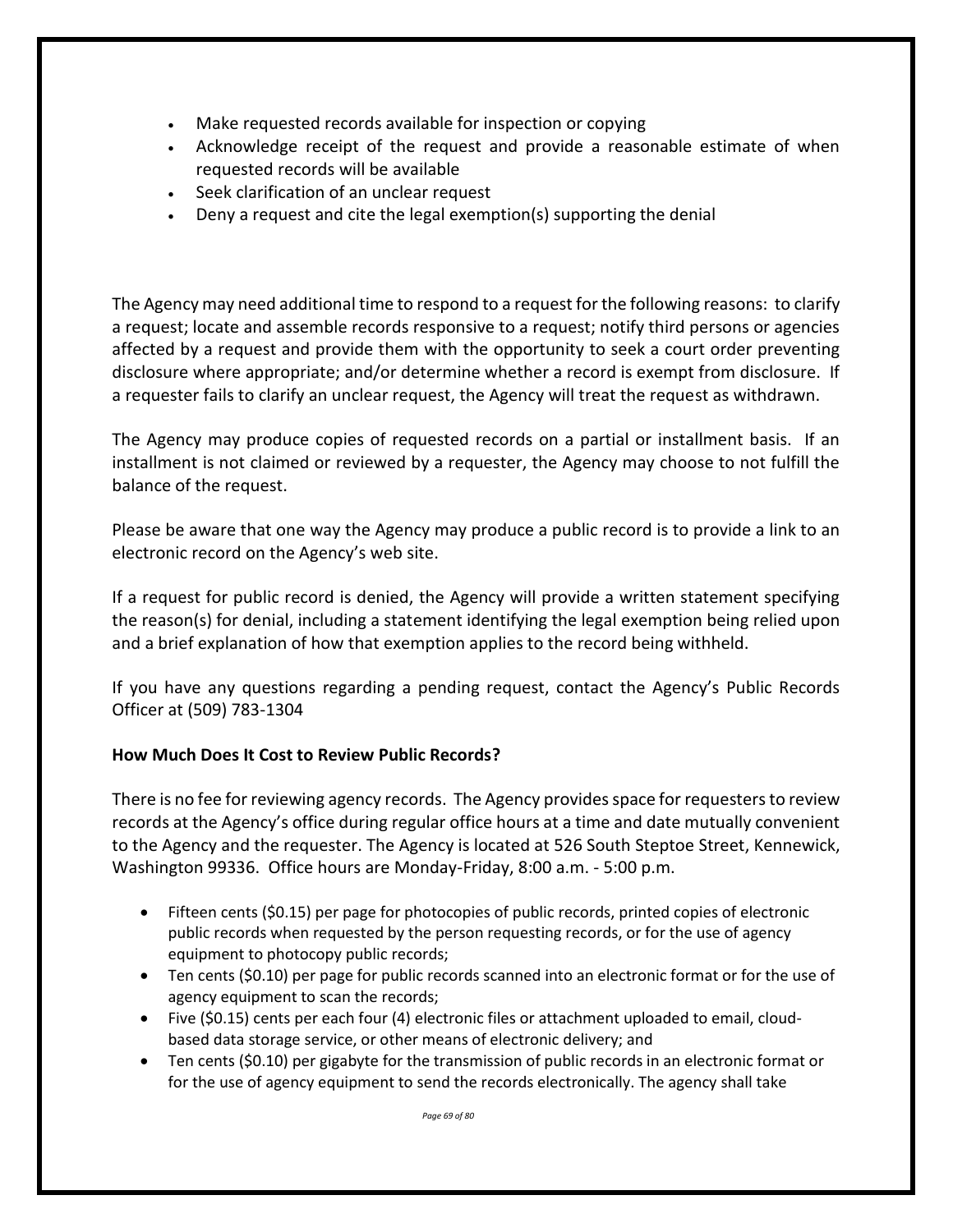- Make requested records available for inspection or copying
- Acknowledge receipt of the request and provide a reasonable estimate of when requested records will be available
- Seek clarification of an unclear request
- Deny a request and cite the legal exemption(s) supporting the denial

The Agency may need additional time to respond to a request for the following reasons: to clarify a request; locate and assemble records responsive to a request; notify third persons or agencies affected by a request and provide them with the opportunity to seek a court order preventing disclosure where appropriate; and/or determine whether a record is exempt from disclosure. If a requester fails to clarify an unclear request, the Agency will treat the request as withdrawn.

The Agency may produce copies of requested records on a partial or installment basis. If an installment is not claimed or reviewed by a requester, the Agency may choose to not fulfill the balance of the request.

Please be aware that one way the Agency may produce a public record is to provide a link to an electronic record on the Agency's web site.

If a request for public record is denied, the Agency will provide a written statement specifying the reason(s) for denial, including a statement identifying the legal exemption being relied upon and a brief explanation of how that exemption applies to the record being withheld.

If you have any questions regarding a pending request, contact the Agency's Public Records Officer at (509) 783-1304

**How Much Does It Cost to Review Public Records?**

There is no fee for reviewing agency records. The Agency provides space for requesters to review records at the Agency's office during regular office hours at a time and date mutually convenient to the Agency and the requester. The Agency is located at 526 South Steptoe Street, Kennewick, Washington 99336. Office hours are Monday-Friday, 8:00 a.m. - 5:00 p.m.

- Fifteen cents ($0.15) per page for photocopies of public records, printed copies of electronic public records when requested by the person requesting records, or for the use of agency equipment to photocopy public records;
- Ten cents ($0.10) per page for public records scanned into an electronic format or for the use of agency equipment to scan the records;
- Five ($0.15) cents per each four (4) electronic files or attachment uploaded to email, cloud-based data storage service, or other means of electronic delivery; and
- Ten cents ($0.10) per gigabyte for the transmission of public records in an electronic format or for the use of agency equipment to send the records electronically. The agency shall take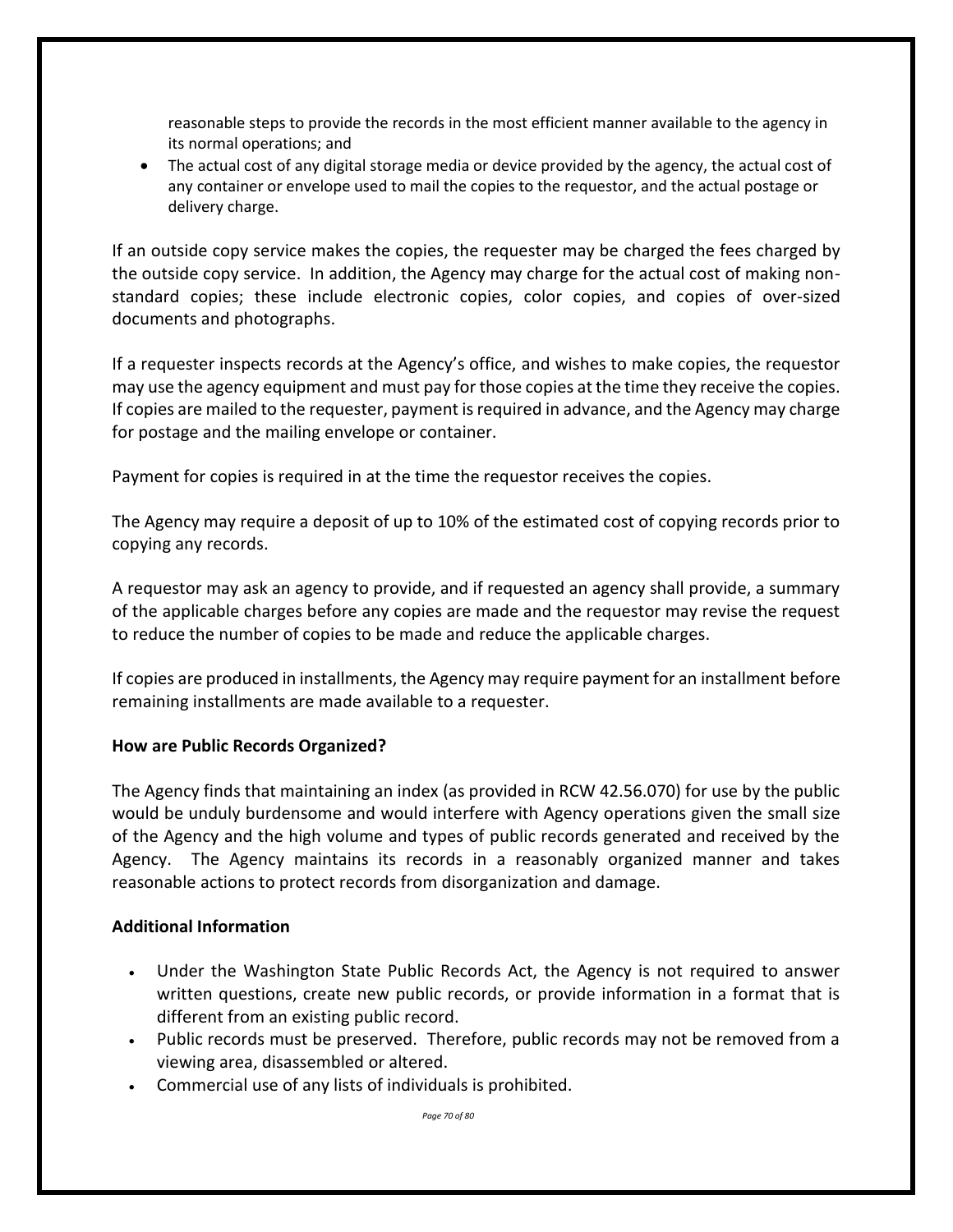reasonable steps to provide the records in the most efficient manner available to the agency in its normal operations; and

- The actual cost of any digital storage media or device provided by the agency, the actual cost of any container or envelope used to mail the copies to the requestor, and the actual postage or delivery charge.

If an outside copy service makes the copies, the requester may be charged the fees charged by the outside copy service. In addition, the Agency may charge for the actual cost of making non-standard copies; these include electronic copies, color copies, and copies of over-sized documents and photographs.

If a requester inspects records at the Agency's office, and wishes to make copies, the requestor may use the agency equipment and must pay for those copies at the time they receive the copies. If copies are mailed to the requester, payment is required in advance, and the Agency may charge for postage and the mailing envelope or container.

Payment for copies is required in at the time the requestor receives the copies.

The Agency may require a deposit of up to 10% of the estimated cost of copying records prior to copying any records.

A requestor may ask an agency to provide, and if requested an agency shall provide, a summary of the applicable charges before any copies are made and the requestor may revise the request to reduce the number of copies to be made and reduce the applicable charges.

If copies are produced in installments, the Agency may require payment for an installment before remaining installments are made available to a requester.

**How are Public Records Organized?**

The Agency finds that maintaining an index (as provided in RCW 42.56.070) for use by the public would be unduly burdensome and would interfere with Agency operations given the small size of the Agency and the high volume and types of public records generated and received by the Agency. The Agency maintains its records in a reasonably organized manner and takes reasonable actions to protect records from disorganization and damage.

**Additional Information**

- Under the Washington State Public Records Act, the Agency is not required to answer written questions, create new public records, or provide information in a format that is different from an existing public record.
- Public records must be preserved. Therefore, public records may not be removed from a viewing area, disassembled or altered.
- Commercial use of any lists of individuals is prohibited.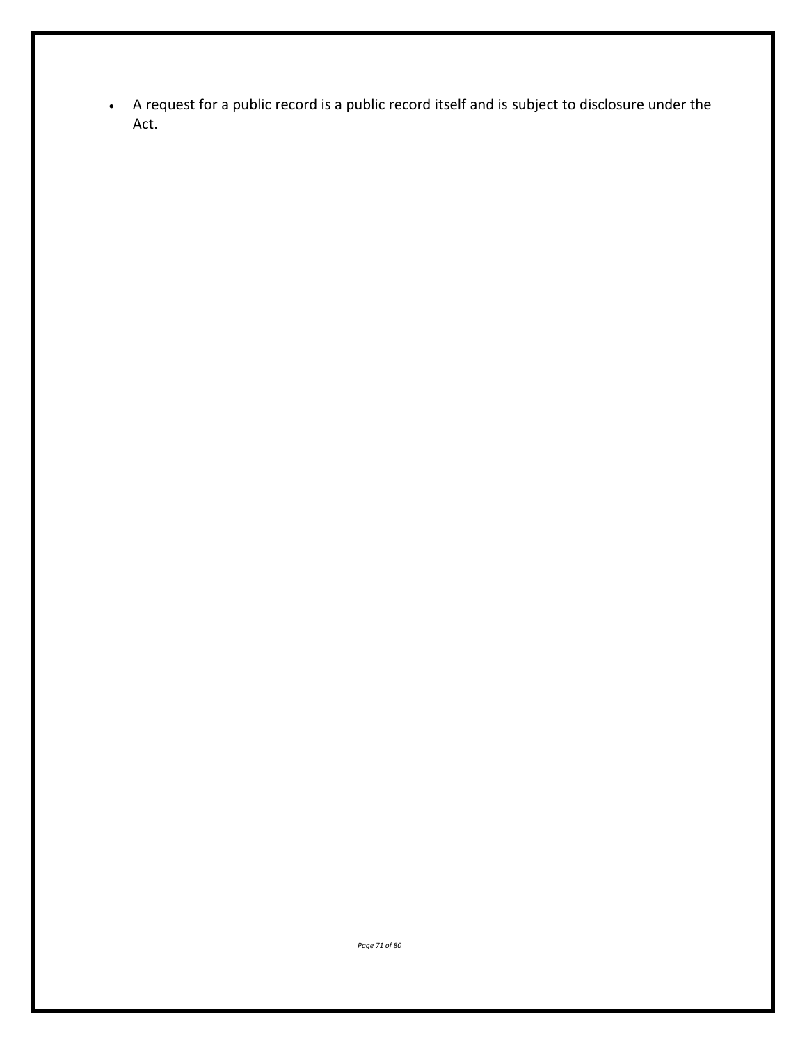- A request for a public record is a public record itself and is subject to disclosure under the Act.